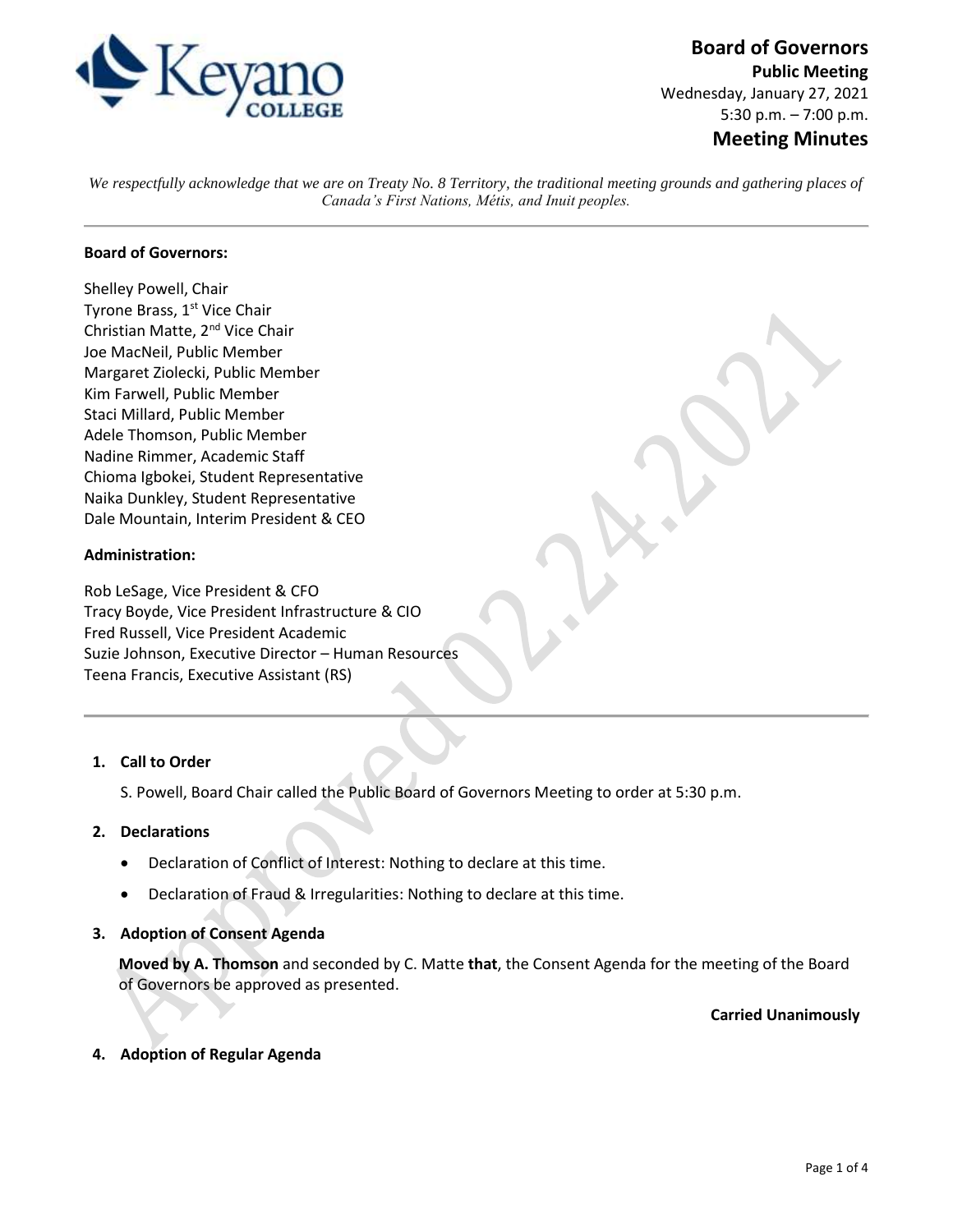# Board of Governors

**Public Meeting**

Wednesday, January 27, 2021

5:30 p.m. – 7:00 p.m.

## Meeting Minutes

*We respectfully acknowledge that we are on Treaty No. 8 Territory, the traditional meeting grounds and gathering places of Canada's First Nations, Métis, and Inuit peoples.*

---

**Board of Governors:**

Shelley Powell, Chair
Tyrone Brass, 1st Vice Chair
Christian Matte, 2nd Vice Chair
Joe MacNeil, Public Member
Margaret Ziolecki, Public Member
Kim Farwell, Public Member
Staci Millard, Public Member
Adele Thomson, Public Member
Nadine Rimmer, Academic Staff
Chioma Igbokei, Student Representative
Naika Dunkley, Student Representative
Dale Mountain, Interim President & CEO

**Administration:**

Rob LeSage, Vice President & CFO
Tracy Boyde, Vice President Infrastructure & CIO
Fred Russell, Vice President Academic
Suzie Johnson, Executive Director – Human Resources
Teena Francis, Executive Assistant (RS)

---

1. **Call to Order**

   S. Powell, Board Chair called the Public Board of Governors Meeting to order at 5:30 p.m.

2. **Declarations**

   - Declaration of Conflict of Interest: Nothing to declare at this time.
   - Declaration of Fraud & Irregularities: Nothing to declare at this time.

3. **Adoption of Consent Agenda**

   **Moved by A. Thomson** and seconded by C. Matte **that**, the Consent Agenda for the meeting of the Board of Governors be approved as presented.

   **Carried Unanimously**

4. **Adoption of Regular Agenda**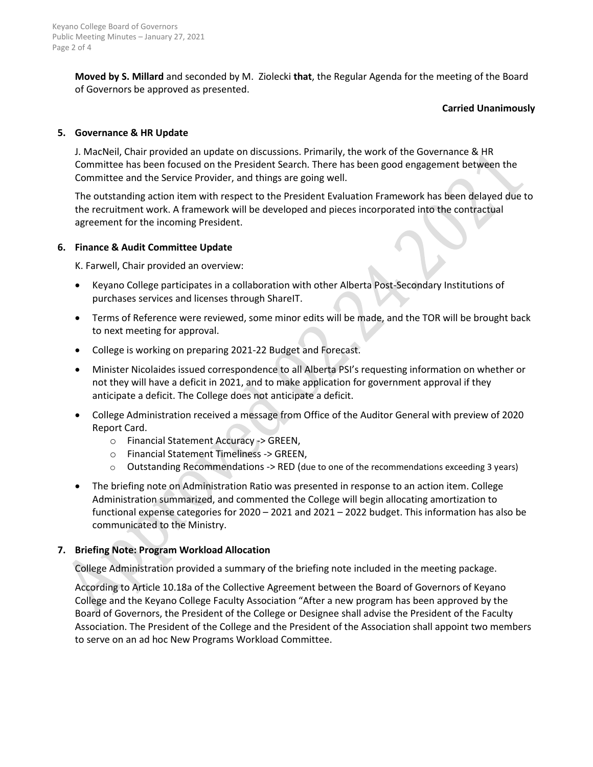**Moved by S. Millard** and seconded by M. Ziolecki **that**, the Regular Agenda for the meeting of the Board of Governors be approved as presented.

**Carried Unanimously**

## 5. Governance & HR Update

J. MacNeil, Chair provided an update on discussions. Primarily, the work of the Governance & HR Committee has been focused on the President Search. There has been good engagement between the Committee and the Service Provider, and things are going well.

The outstanding action item with respect to the President Evaluation Framework has been delayed due to the recruitment work. A framework will be developed and pieces incorporated into the contractual agreement for the incoming President.

## 6. Finance & Audit Committee Update

K. Farwell, Chair provided an overview:

- Keyano College participates in a collaboration with other Alberta Post-Secondary Institutions of purchases services and licenses through ShareIT.
- Terms of Reference were reviewed, some minor edits will be made, and the TOR will be brought back to next meeting for approval.
- College is working on preparing 2021-22 Budget and Forecast.
- Minister Nicolaides issued correspondence to all Alberta PSI's requesting information on whether or not they will have a deficit in 2021, and to make application for government approval if they anticipate a deficit. The College does not anticipate a deficit.
- College Administration received a message from Office of the Auditor General with preview of 2020 Report Card.
  - Financial Statement Accuracy -> GREEN,
  - Financial Statement Timeliness -> GREEN,
  - Outstanding Recommendations -> RED (due to one of the recommendations exceeding 3 years)
- The briefing note on Administration Ratio was presented in response to an action item. College Administration summarized, and commented the College will begin allocating amortization to functional expense categories for 2020 – 2021 and 2021 – 2022 budget. This information has also be communicated to the Ministry.

## 7. Briefing Note: Program Workload Allocation

College Administration provided a summary of the briefing note included in the meeting package.

According to Article 10.18a of the Collective Agreement between the Board of Governors of Keyano College and the Keyano College Faculty Association "After a new program has been approved by the Board of Governors, the President of the College or Designee shall advise the President of the Faculty Association. The President of the College and the President of the Association shall appoint two members to serve on an ad hoc New Programs Workload Committee.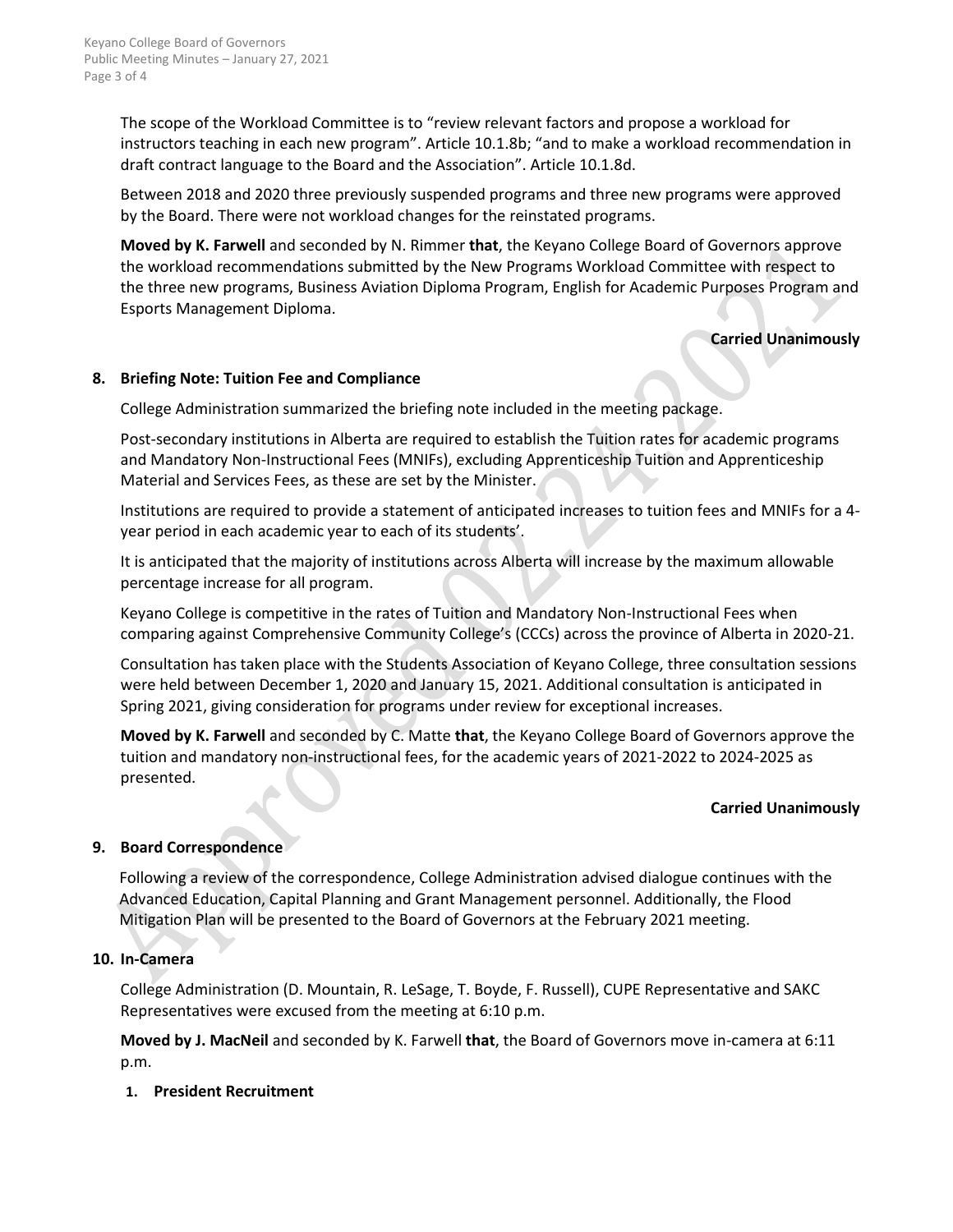The scope of the Workload Committee is to "review relevant factors and propose a workload for instructors teaching in each new program". Article 10.1.8b; "and to make a workload recommendation in draft contract language to the Board and the Association". Article 10.1.8d.

Between 2018 and 2020 three previously suspended programs and three new programs were approved by the Board. There were not workload changes for the reinstated programs.

**Moved by K. Farwell** and seconded by N. Rimmer **that**, the Keyano College Board of Governors approve the workload recommendations submitted by the New Programs Workload Committee with respect to the three new programs, Business Aviation Diploma Program, English for Academic Purposes Program and Esports Management Diploma.

**Carried Unanimously**

## 8. Briefing Note: Tuition Fee and Compliance

College Administration summarized the briefing note included in the meeting package.

Post-secondary institutions in Alberta are required to establish the Tuition rates for academic programs and Mandatory Non-Instructional Fees (MNIFs), excluding Apprenticeship Tuition and Apprenticeship Material and Services Fees, as these are set by the Minister.

Institutions are required to provide a statement of anticipated increases to tuition fees and MNIFs for a 4-year period in each academic year to each of its students'.

It is anticipated that the majority of institutions across Alberta will increase by the maximum allowable percentage increase for all program.

Keyano College is competitive in the rates of Tuition and Mandatory Non-Instructional Fees when comparing against Comprehensive Community College's (CCCs) across the province of Alberta in 2020-21.

Consultation has taken place with the Students Association of Keyano College, three consultation sessions were held between December 1, 2020 and January 15, 2021. Additional consultation is anticipated in Spring 2021, giving consideration for programs under review for exceptional increases.

**Moved by K. Farwell** and seconded by C. Matte **that**, the Keyano College Board of Governors approve the tuition and mandatory non-instructional fees, for the academic years of 2021-2022 to 2024-2025 as presented.

**Carried Unanimously**

## 9. Board Correspondence

Following a review of the correspondence, College Administration advised dialogue continues with the Advanced Education, Capital Planning and Grant Management personnel. Additionally, the Flood Mitigation Plan will be presented to the Board of Governors at the February 2021 meeting.

## 10. In-Camera

College Administration (D. Mountain, R. LeSage, T. Boyde, F. Russell), CUPE Representative and SAKC Representatives were excused from the meeting at 6:10 p.m.

**Moved by J. MacNeil** and seconded by K. Farwell **that**, the Board of Governors move in-camera at 6:11 p.m.

1. **President Recruitment**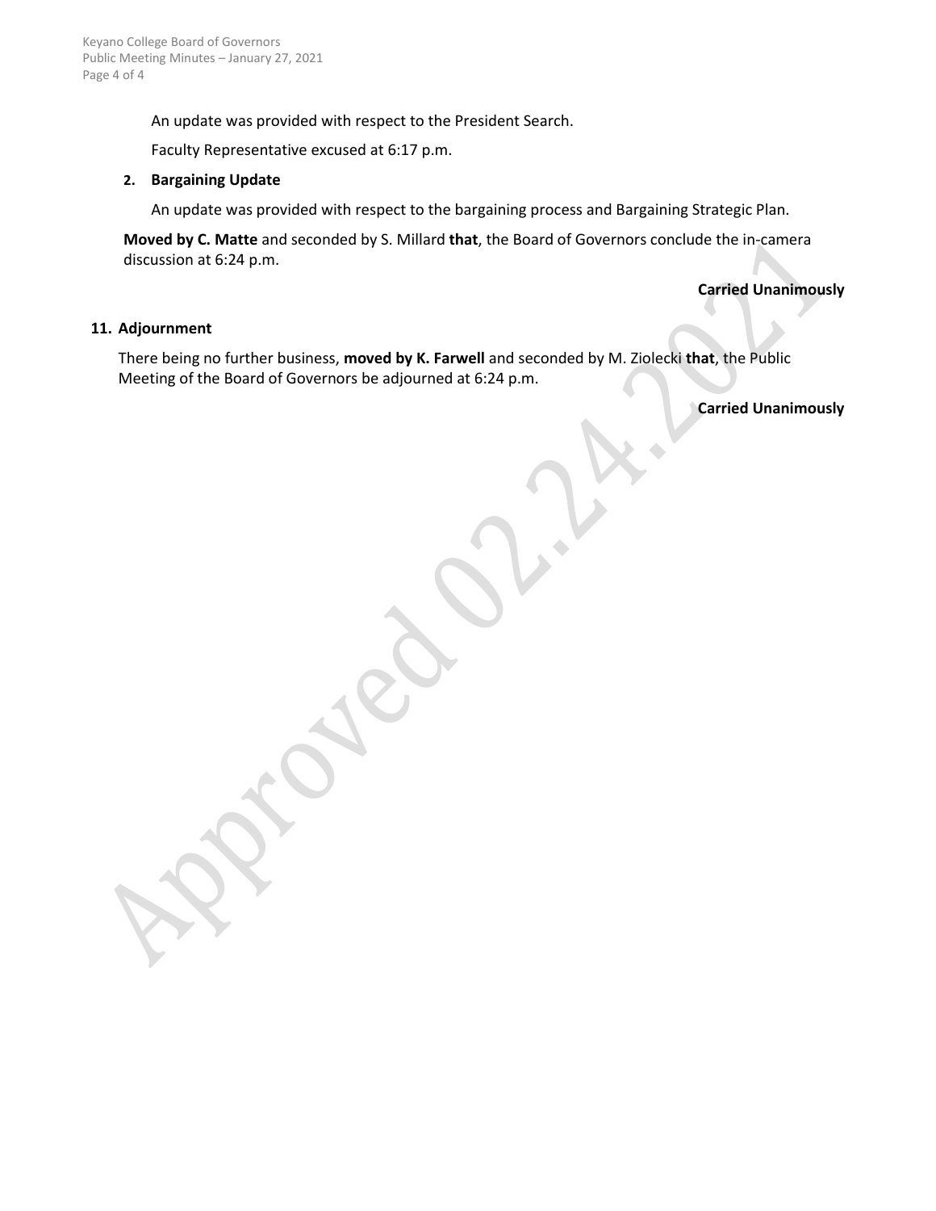An update was provided with respect to the President Search.

Faculty Representative excused at 6:17 p.m.

**2. Bargaining Update**

An update was provided with respect to the bargaining process and Bargaining Strategic Plan.

**Moved by C. Matte** and seconded by S. Millard **that**, the Board of Governors conclude the in-camera discussion at 6:24 p.m.

**Carried Unanimously**

## 11. Adjournment

There being no further business, **moved by K. Farwell** and seconded by M. Ziolecki **that**, the Public Meeting of the Board of Governors be adjourned at 6:24 p.m.

**Carried Unanimously**

Approved 02.24.2021